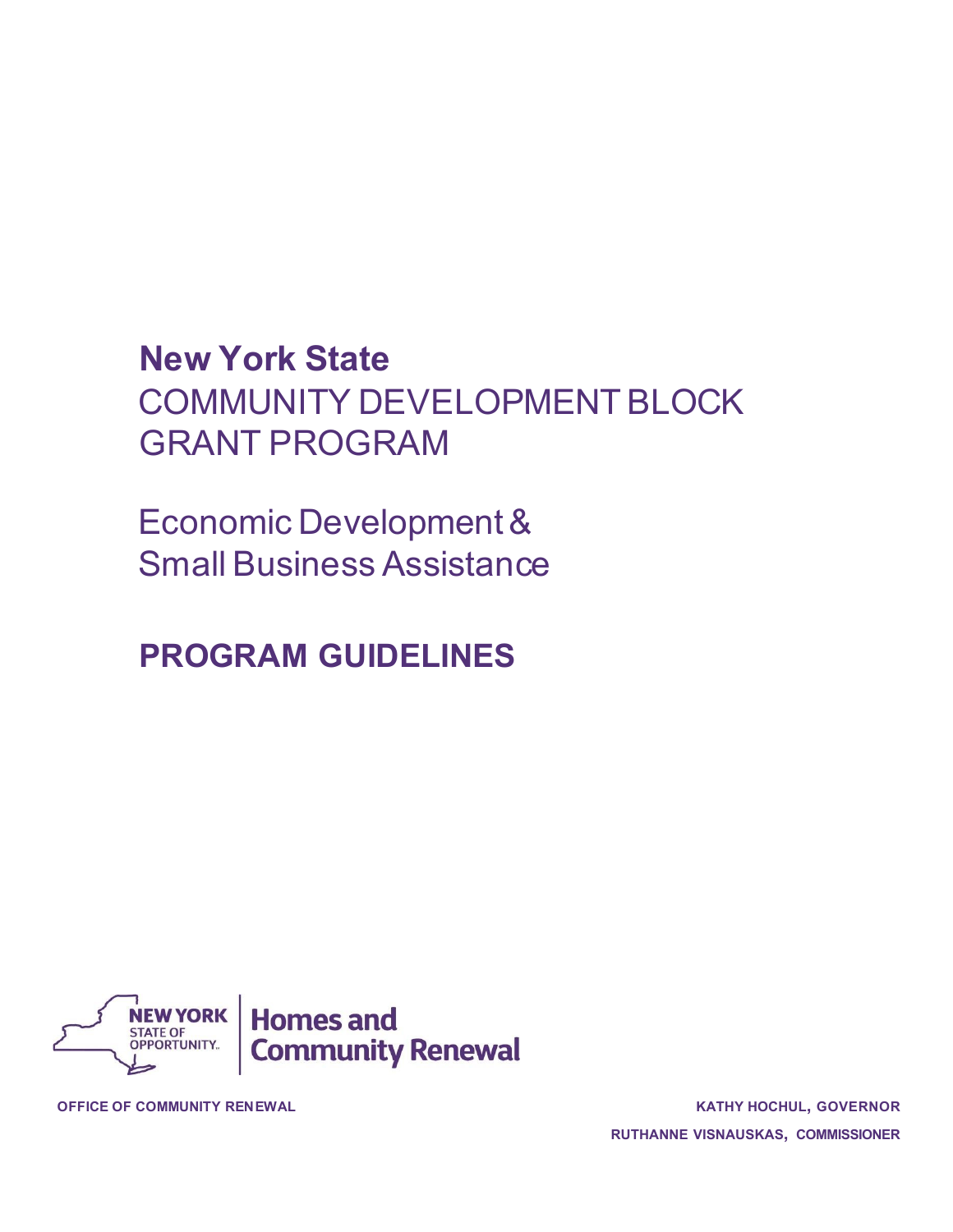# New York State
# COMMUNITY DEVELOPMENT BLOCK GRANT PROGRAM

## Economic Development & Small Business Assistance

## PROGRAM GUIDELINES

NEW YORK STATE OF OPPORTUNITY. | Homes and Community Renewal

**OFFICE OF COMMUNITY RENEWAL**

**KATHY HOCHUL, GOVERNOR**

**RUTHANNE VISNAUSKAS, COMMISSIONER**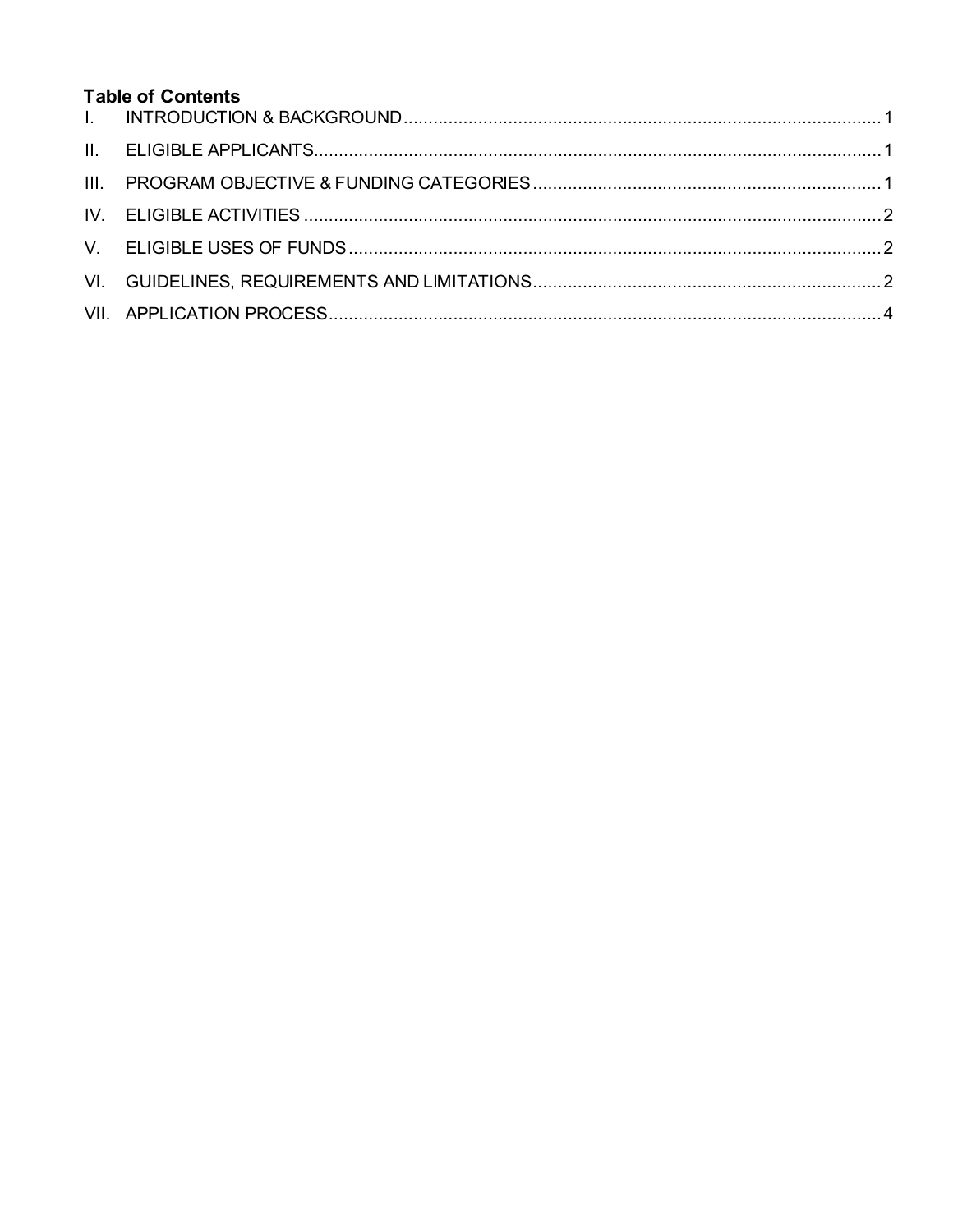**Table of Contents**

I. INTRODUCTION & BACKGROUND ........ 1

II. ELIGIBLE APPLICANTS ........ 1

III. PROGRAM OBJECTIVE & FUNDING CATEGORIES ........ 1

IV. ELIGIBLE ACTIVITIES ........ 2

V. ELIGIBLE USES OF FUNDS ........ 2

VI. GUIDELINES, REQUIREMENTS AND LIMITATIONS ........ 2

VII. APPLICATION PROCESS ........ 4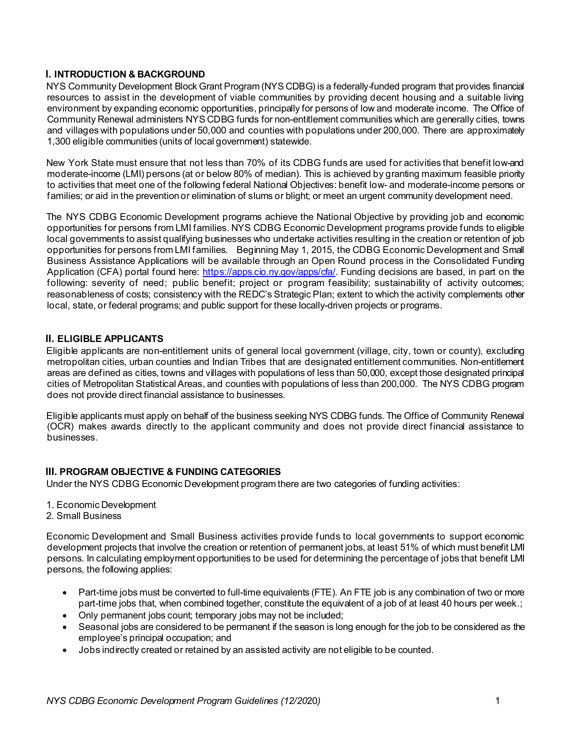## I. INTRODUCTION & BACKGROUND

NYS Community Development Block Grant Program (NYS CDBG) is a federally-funded program that provides financial resources to assist in the development of viable communities by providing decent housing and a suitable living environment by expanding economic opportunities, principally for persons of low and moderate income. The Office of Community Renewal administers NYS CDBG funds for non-entitlement communities which are generally cities, towns and villages with populations under 50,000 and counties with populations under 200,000. There are approximately 1,300 eligible communities (units of local government) statewide.

New York State must ensure that not less than 70% of its CDBG funds are used for activities that benefit low-and moderate-income (LMI) persons (at or below 80% of median). This is achieved by granting maximum feasible priority to activities that meet one of the following federal National Objectives: benefit low- and moderate-income persons or families; or aid in the prevention or elimination of slums or blight; or meet an urgent community development need.

The NYS CDBG Economic Development programs achieve the National Objective by providing job and economic opportunities for persons from LMI families. NYS CDBG Economic Development programs provide funds to eligible local governments to assist qualifying businesses who undertake activities resulting in the creation or retention of job opportunities for persons from LMI families. Beginning May 1, 2015, the CDBG Economic Development and Small Business Assistance Applications will be available through an Open Round process in the Consolidated Funding Application (CFA) portal found here: https://apps.cio.ny.gov/apps/cfa/. Funding decisions are based, in part on the following: severity of need; public benefit; project or program feasibility; sustainability of activity outcomes; reasonableness of costs; consistency with the REDC's Strategic Plan; extent to which the activity complements other local, state, or federal programs; and public support for these locally-driven projects or programs.

## II. ELIGIBLE APPLICANTS

Eligible applicants are non-entitlement units of general local government (village, city, town or county), excluding metropolitan cities, urban counties and Indian Tribes that are designated entitlement communities. Non-entitlement areas are defined as cities, towns and villages with populations of less than 50,000, except those designated principal cities of Metropolitan Statistical Areas, and counties with populations of less than 200,000. The NYS CDBG program does not provide direct financial assistance to businesses.

Eligible applicants must apply on behalf of the business seeking NYS CDBG funds. The Office of Community Renewal (OCR) makes awards directly to the applicant community and does not provide direct financial assistance to businesses.

## III. PROGRAM OBJECTIVE & FUNDING CATEGORIES

Under the NYS CDBG Economic Development program there are two categories of funding activities:

1. Economic Development
2. Small Business

Economic Development and Small Business activities provide funds to local governments to support economic development projects that involve the creation or retention of permanent jobs, at least 51% of which must benefit LMI persons. In calculating employment opportunities to be used for determining the percentage of jobs that benefit LMI persons, the following applies:

- Part-time jobs must be converted to full-time equivalents (FTE). An FTE job is any combination of two or more part-time jobs that, when combined together, constitute the equivalent of a job of at least 40 hours per week.;
- Only permanent jobs count; temporary jobs may not be included;
- Seasonal jobs are considered to be permanent if the season is long enough for the job to be considered as the employee's principal occupation; and
- Jobs indirectly created or retained by an assisted activity are not eligible to be counted.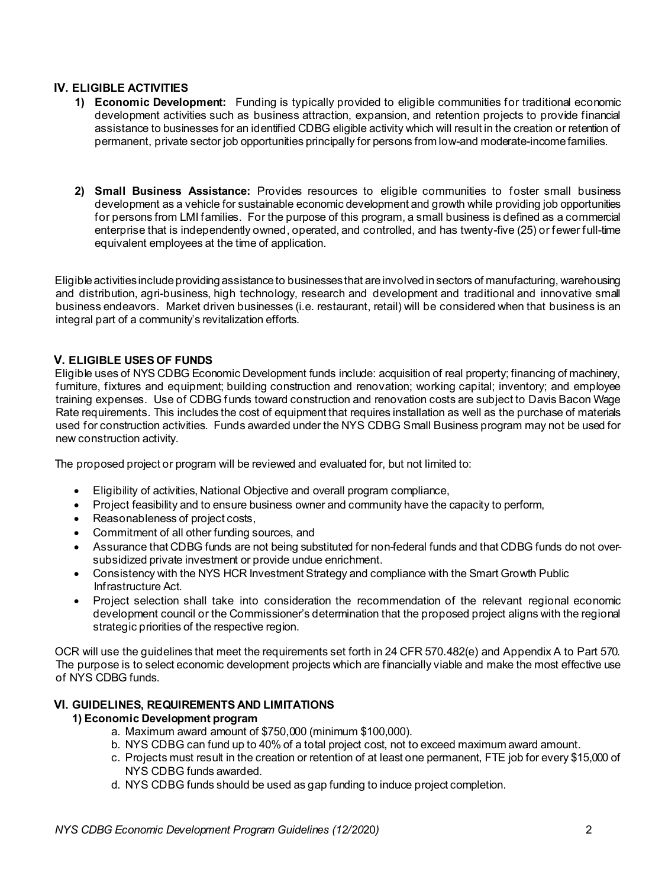## IV. ELIGIBLE ACTIVITIES

1) **Economic Development:** Funding is typically provided to eligible communities for traditional economic development activities such as business attraction, expansion, and retention projects to provide financial assistance to businesses for an identified CDBG eligible activity which will result in the creation or retention of permanent, private sector job opportunities principally for persons from low-and moderate-income families.

2) **Small Business Assistance:** Provides resources to eligible communities to foster small business development as a vehicle for sustainable economic development and growth while providing job opportunities for persons from LMI families. For the purpose of this program, a small business is defined as a commercial enterprise that is independently owned, operated, and controlled, and has twenty-five (25) or fewer full-time equivalent employees at the time of application.

Eligible activities include providing assistance to businesses that are involved in sectors of manufacturing, warehousing and distribution, agri-business, high technology, research and development and traditional and innovative small business endeavors. Market driven businesses (i.e. restaurant, retail) will be considered when that business is an integral part of a community's revitalization efforts.

## V. ELIGIBLE USES OF FUNDS

Eligible uses of NYS CDBG Economic Development funds include: acquisition of real property; financing of machinery, furniture, fixtures and equipment; building construction and renovation; working capital; inventory; and employee training expenses. Use of CDBG funds toward construction and renovation costs are subject to Davis Bacon Wage Rate requirements. This includes the cost of equipment that requires installation as well as the purchase of materials used for construction activities. Funds awarded under the NYS CDBG Small Business program may not be used for new construction activity.

The proposed project or program will be reviewed and evaluated for, but not limited to:

- Eligibility of activities, National Objective and overall program compliance,
- Project feasibility and to ensure business owner and community have the capacity to perform,
- Reasonableness of project costs,
- Commitment of all other funding sources, and
- Assurance that CDBG funds are not being substituted for non-federal funds and that CDBG funds do not over-subsidized private investment or provide undue enrichment.
- Consistency with the NYS HCR Investment Strategy and compliance with the Smart Growth Public Infrastructure Act.
- Project selection shall take into consideration the recommendation of the relevant regional economic development council or the Commissioner's determination that the proposed project aligns with the regional strategic priorities of the respective region.

OCR will use the guidelines that meet the requirements set forth in 24 CFR 570.482(e) and Appendix A to Part 570. The purpose is to select economic development projects which are financially viable and make the most effective use of NYS CDBG funds.

## VI. GUIDELINES, REQUIREMENTS AND LIMITATIONS

### 1) Economic Development program

a. Maximum award amount of $750,000 (minimum $100,000).
b. NYS CDBG can fund up to 40% of a total project cost, not to exceed maximum award amount.
c. Projects must result in the creation or retention of at least one permanent, FTE job for every $15,000 of NYS CDBG funds awarded.
d. NYS CDBG funds should be used as gap funding to induce project completion.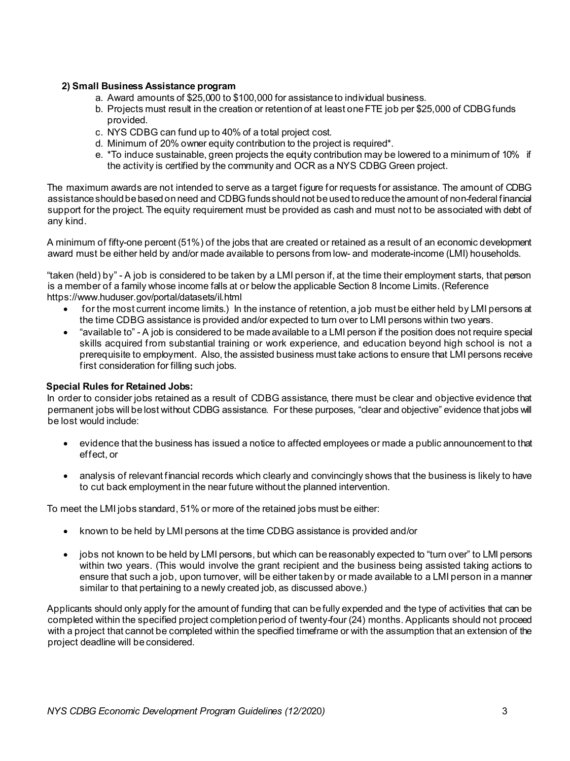**2) Small Business Assistance program**

a. Award amounts of $25,000 to $100,000 for assistance to individual business.
b. Projects must result in the creation or retention of at least one FTE job per $25,000 of CDBG funds provided.
c. NYS CDBG can fund up to 40% of a total project cost.
d. Minimum of 20% owner equity contribution to the project is required*.
e. *To induce sustainable, green projects the equity contribution may be lowered to a minimum of 10% if the activity is certified by the community and OCR as a NYS CDBG Green project.

The maximum awards are not intended to serve as a target figure for requests for assistance. The amount of CDBG assistance should be based on need and CDBG funds should not be used to reduce the amount of non-federal financial support for the project. The equity requirement must be provided as cash and must not to be associated with debt of any kind.

A minimum of fifty-one percent (51%) of the jobs that are created or retained as a result of an economic development award must be either held by and/or made available to persons from low- and moderate-income (LMI) households.

"taken (held) by" - A job is considered to be taken by a LMI person if, at the time their employment starts, that person is a member of a family whose income falls at or below the applicable Section 8 Income Limits. (Reference https://www.huduser.gov/portal/datasets/il.html

- for the most current income limits.) In the instance of retention, a job must be either held by LMI persons at the time CDBG assistance is provided and/or expected to turn over to LMI persons within two years.
- "available to" - A job is considered to be made available to a LMI person if the position does not require special skills acquired from substantial training or work experience, and education beyond high school is not a prerequisite to employment. Also, the assisted business must take actions to ensure that LMI persons receive first consideration for filling such jobs.

**Special Rules for Retained Jobs:**

In order to consider jobs retained as a result of CDBG assistance, there must be clear and objective evidence that permanent jobs will be lost without CDBG assistance. For these purposes, "clear and objective" evidence that jobs will be lost would include:

- evidence that the business has issued a notice to affected employees or made a public announcement to that effect, or
- analysis of relevant financial records which clearly and convincingly shows that the business is likely to have to cut back employment in the near future without the planned intervention.

To meet the LMI jobs standard, 51% or more of the retained jobs must be either:

- known to be held by LMI persons at the time CDBG assistance is provided and/or
- jobs not known to be held by LMI persons, but which can be reasonably expected to "turn over" to LMI persons within two years. (This would involve the grant recipient and the business being assisted taking actions to ensure that such a job, upon turnover, will be either taken by or made available to a LMI person in a manner similar to that pertaining to a newly created job, as discussed above.)

Applicants should only apply for the amount of funding that can be fully expended and the type of activities that can be completed within the specified project completion period of twenty-four (24) months. Applicants should not proceed with a project that cannot be completed within the specified timeframe or with the assumption that an extension of the project deadline will be considered.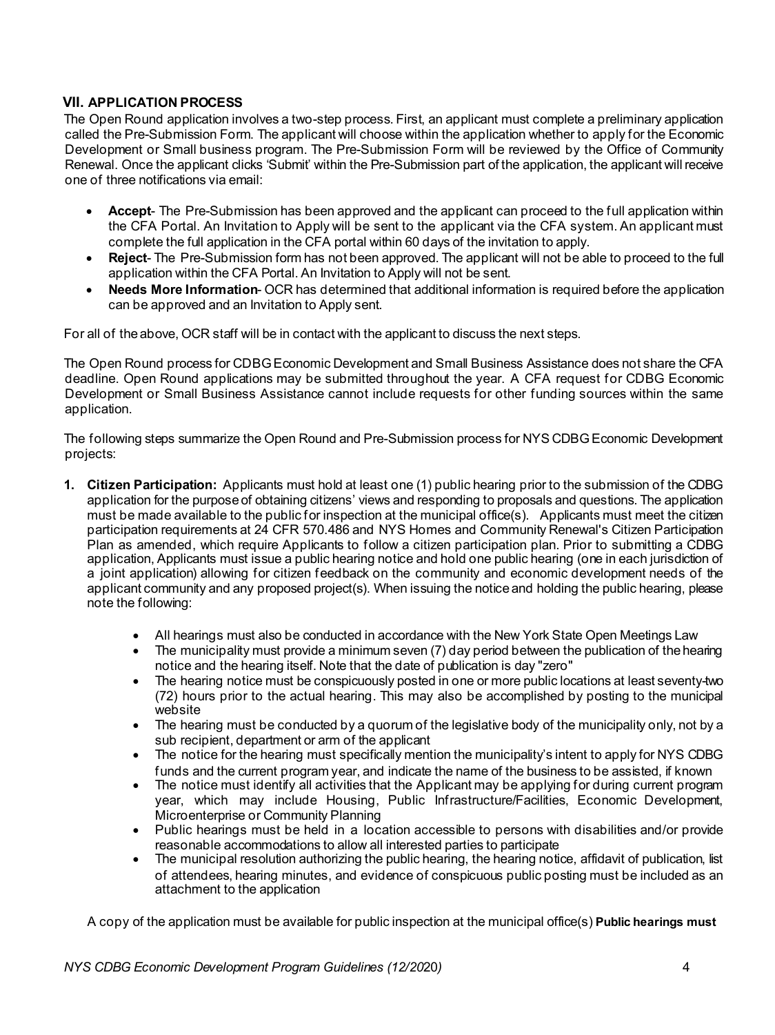## VII. APPLICATION PROCESS

The Open Round application involves a two-step process. First, an applicant must complete a preliminary application called the Pre-Submission Form. The applicant will choose within the application whether to apply for the Economic Development or Small business program. The Pre-Submission Form will be reviewed by the Office of Community Renewal. Once the applicant clicks 'Submit' within the Pre-Submission part of the application, the applicant will receive one of three notifications via email:

- **Accept**- The Pre-Submission has been approved and the applicant can proceed to the full application within the CFA Portal. An Invitation to Apply will be sent to the applicant via the CFA system. An applicant must complete the full application in the CFA portal within 60 days of the invitation to apply.
- **Reject**- The Pre-Submission form has not been approved. The applicant will not be able to proceed to the full application within the CFA Portal. An Invitation to Apply will not be sent.
- **Needs More Information**- OCR has determined that additional information is required before the application can be approved and an Invitation to Apply sent.

For all of the above, OCR staff will be in contact with the applicant to discuss the next steps.

The Open Round process for CDBG Economic Development and Small Business Assistance does not share the CFA deadline. Open Round applications may be submitted throughout the year. A CFA request for CDBG Economic Development or Small Business Assistance cannot include requests for other funding sources within the same application.

The following steps summarize the Open Round and Pre-Submission process for NYS CDBG Economic Development projects:

1. **Citizen Participation:** Applicants must hold at least one (1) public hearing prior to the submission of the CDBG application for the purpose of obtaining citizens' views and responding to proposals and questions. The application must be made available to the public for inspection at the municipal office(s). Applicants must meet the citizen participation requirements at 24 CFR 570.486 and NYS Homes and Community Renewal's Citizen Participation Plan as amended, which require Applicants to follow a citizen participation plan. Prior to submitting a CDBG application, Applicants must issue a public hearing notice and hold one public hearing (one in each jurisdiction of a joint application) allowing for citizen feedback on the community and economic development needs of the applicant community and any proposed project(s). When issuing the notice and holding the public hearing, please note the following:

    - All hearings must also be conducted in accordance with the New York State Open Meetings Law
    - The municipality must provide a minimum seven (7) day period between the publication of the hearing notice and the hearing itself. Note that the date of publication is day "zero"
    - The hearing notice must be conspicuously posted in one or more public locations at least seventy-two (72) hours prior to the actual hearing. This may also be accomplished by posting to the municipal website
    - The hearing must be conducted by a quorum of the legislative body of the municipality only, not by a sub recipient, department or arm of the applicant
    - The notice for the hearing must specifically mention the municipality's intent to apply for NYS CDBG funds and the current program year, and indicate the name of the business to be assisted, if known
    - The notice must identify all activities that the Applicant may be applying for during current program year, which may include Housing, Public Infrastructure/Facilities, Economic Development, Microenterprise or Community Planning
    - Public hearings must be held in a location accessible to persons with disabilities and/or provide reasonable accommodations to allow all interested parties to participate
    - The municipal resolution authorizing the public hearing, the hearing notice, affidavit of publication, list of attendees, hearing minutes, and evidence of conspicuous public posting must be included as an attachment to the application

    A copy of the application must be available for public inspection at the municipal office(s) **Public hearings must**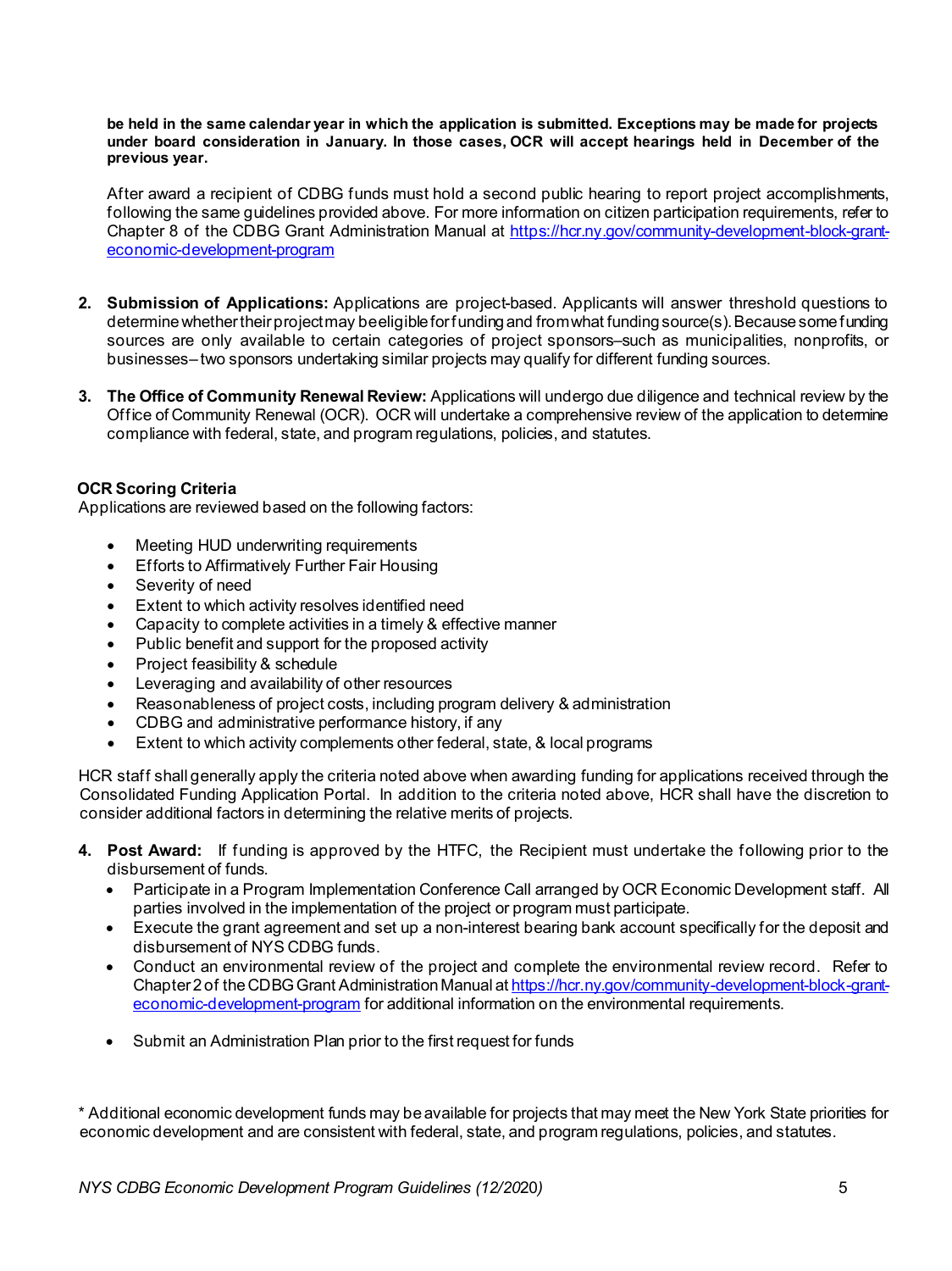**be held in the same calendar year in which the application is submitted. Exceptions may be made for projects under board consideration in January. In those cases, OCR will accept hearings held in December of the previous year.**

After award a recipient of CDBG funds must hold a second public hearing to report project accomplishments, following the same guidelines provided above. For more information on citizen participation requirements, refer to Chapter 8 of the CDBG Grant Administration Manual at https://hcr.ny.gov/community-development-block-grant-economic-development-program

2. **Submission of Applications:** Applications are project-based. Applicants will answer threshold questions to determine whether their project may be eligible for funding and from what funding source(s). Because some funding sources are only available to certain categories of project sponsors–such as municipalities, nonprofits, or businesses– two sponsors undertaking similar projects may qualify for different funding sources.

3. **The Office of Community Renewal Review:** Applications will undergo due diligence and technical review by the Office of Community Renewal (OCR). OCR will undertake a comprehensive review of the application to determine compliance with federal, state, and program regulations, policies, and statutes.

**OCR Scoring Criteria**

Applications are reviewed based on the following factors:

- Meeting HUD underwriting requirements
- Efforts to Affirmatively Further Fair Housing
- Severity of need
- Extent to which activity resolves identified need
- Capacity to complete activities in a timely & effective manner
- Public benefit and support for the proposed activity
- Project feasibility & schedule
- Leveraging and availability of other resources
- Reasonableness of project costs, including program delivery & administration
- CDBG and administrative performance history, if any
- Extent to which activity complements other federal, state, & local programs

HCR staff shall generally apply the criteria noted above when awarding funding for applications received through the Consolidated Funding Application Portal. In addition to the criteria noted above, HCR shall have the discretion to consider additional factors in determining the relative merits of projects.

4. **Post Award:** If funding is approved by the HTFC, the Recipient must undertake the following prior to the disbursement of funds.
   - Participate in a Program Implementation Conference Call arranged by OCR Economic Development staff. All parties involved in the implementation of the project or program must participate.
   - Execute the grant agreement and set up a non-interest bearing bank account specifically for the deposit and disbursement of NYS CDBG funds.
   - Conduct an environmental review of the project and complete the environmental review record. Refer to Chapter 2 of the CDBG Grant Administration Manual at https://hcr.ny.gov/community-development-block-grant-economic-development-program for additional information on the environmental requirements.
   - Submit an Administration Plan prior to the first request for funds

* Additional economic development funds may be available for projects that may meet the New York State priorities for economic development and are consistent with federal, state, and program regulations, policies, and statutes.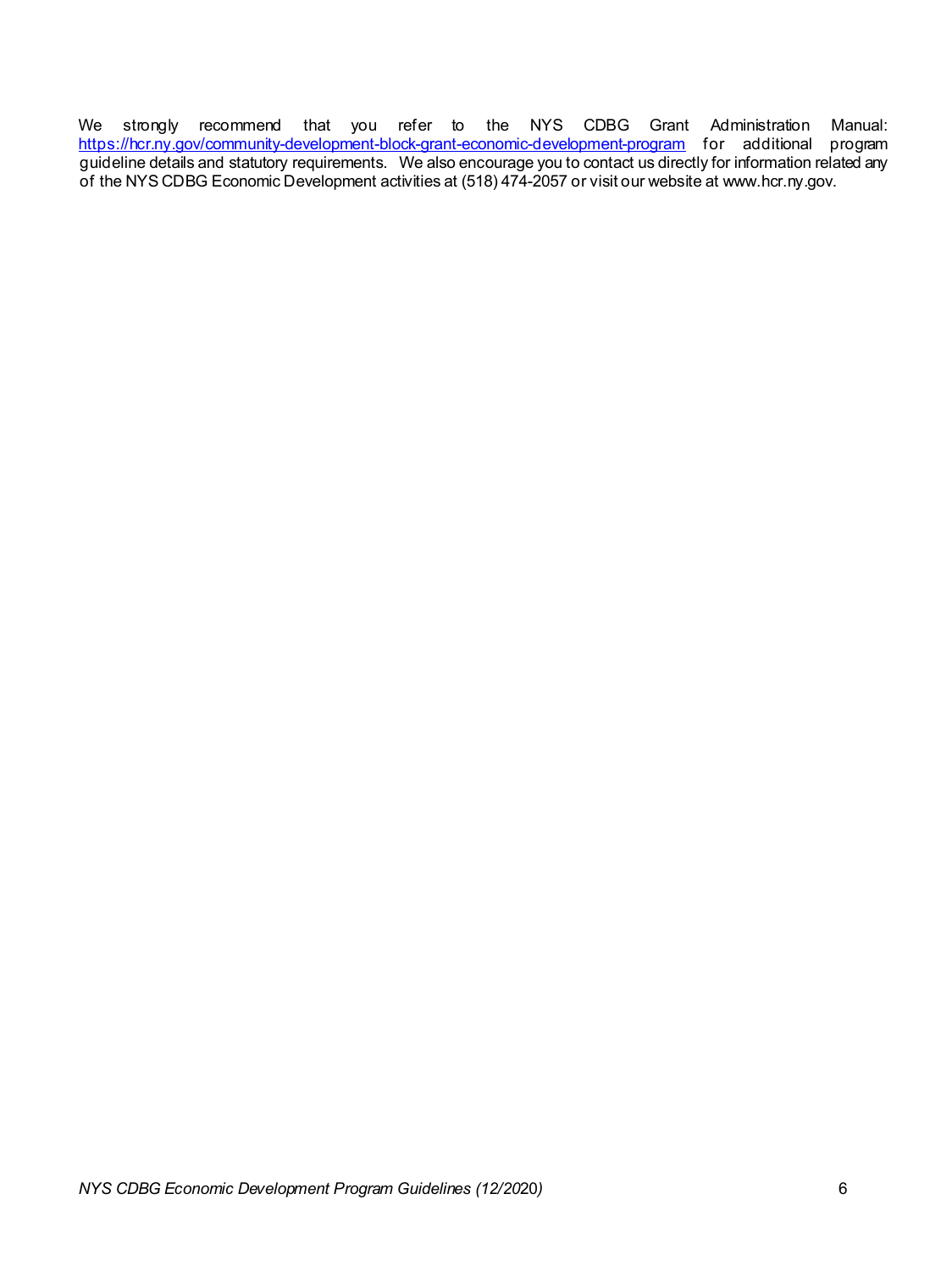We strongly recommend that you refer to the NYS CDBG Grant Administration Manual: [https://hcr.ny.gov/community-development-block-grant-economic-development-program](https://hcr.ny.gov/community-development-block-grant-economic-development-program) for additional program guideline details and statutory requirements. We also encourage you to contact us directly for information related any of the NYS CDBG Economic Development activities at (518) 474-2057 or visit our website at www.hcr.ny.gov.